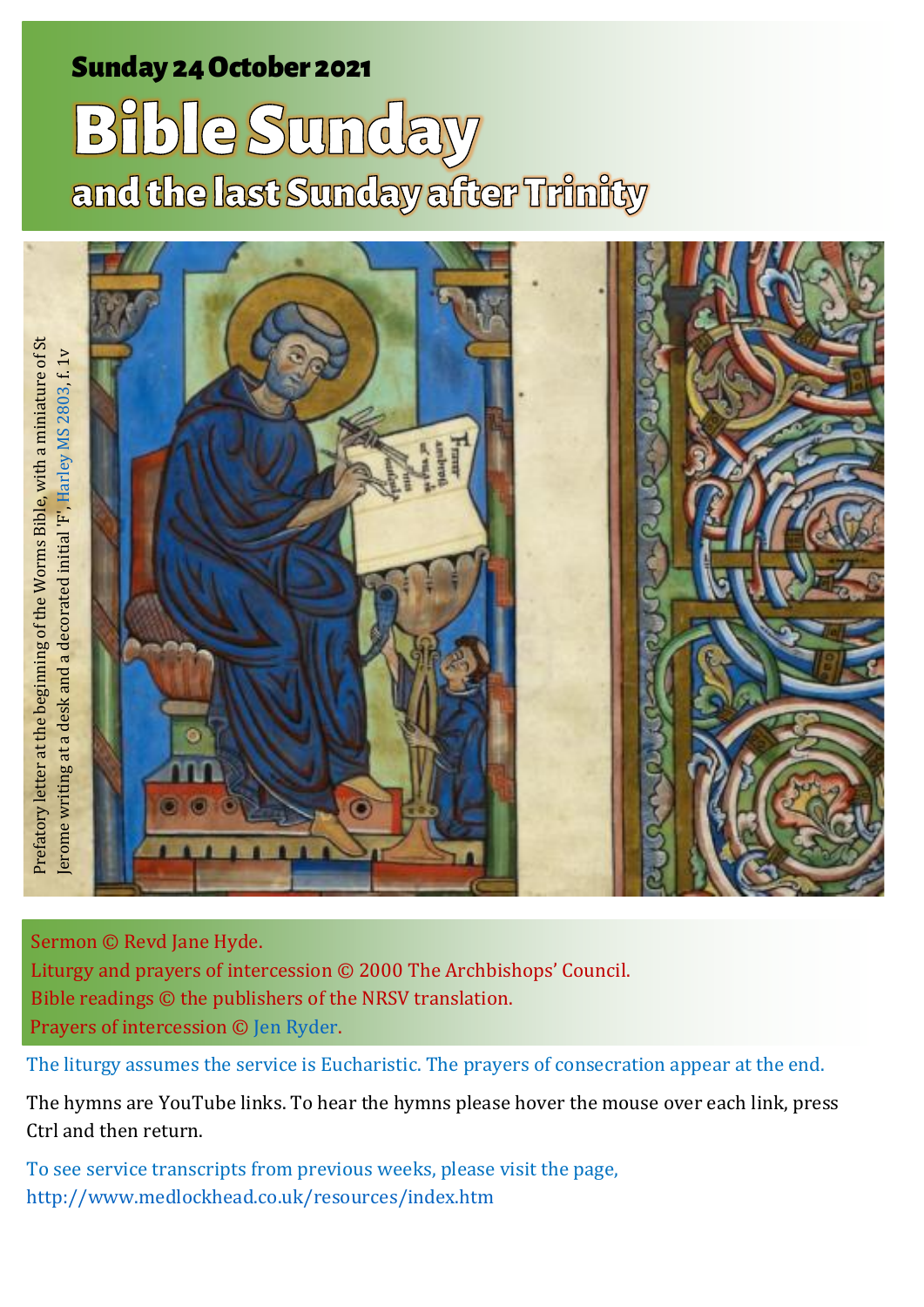**Sunday 24 October 2021**

# Bible Sunday

## and the last Sunday after Trinity

Prefatory letter at the beginning of the Worms Bible, with a miniature of St Jerome writing at a desk and a decorated initial 'F', Harley MS 2803, f. 1v

Sermon © Revd Jane Hyde.
Liturgy and prayers of intercession © 2000 The Archbishops' Council.
Bible readings © the publishers of the NRSV translation.
Prayers of intercession © Jen Ryder.

The liturgy assumes the service is Eucharistic. The prayers of consecration appear at the end.

The hymns are YouTube links. To hear the hymns please hover the mouse over each link, press Ctrl and then return.

To see service transcripts from previous weeks, please visit the page, http://www.medlockhead.co.uk/resources/index.htm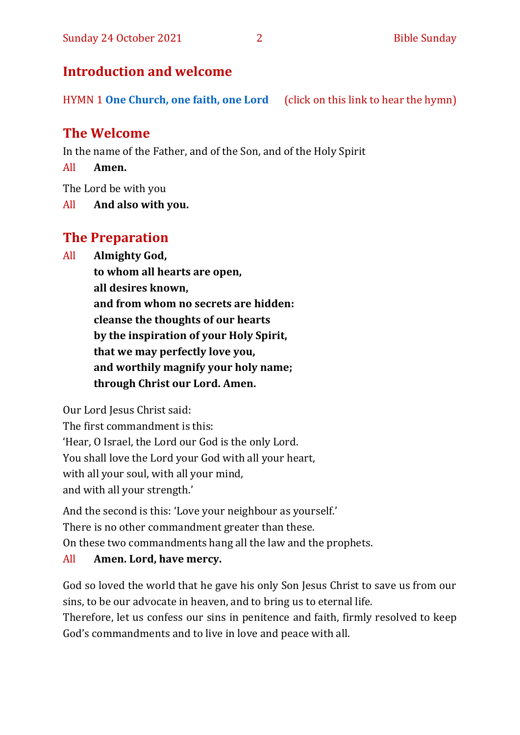## Introduction and welcome

HYMN 1 **One Church, one faith, one Lord** (click on this link to hear the hymn)

## The Welcome

In the name of the Father, and of the Son, and of the Holy Spirit

All **Amen.**

The Lord be with you

All **And also with you.**

## The Preparation

All **Almighty God,**
**to whom all hearts are open,**
**all desires known,**
**and from whom no secrets are hidden:**
**cleanse the thoughts of our hearts**
**by the inspiration of your Holy Spirit,**
**that we may perfectly love you,**
**and worthily magnify your holy name;**
**through Christ our Lord. Amen.**

Our Lord Jesus Christ said:
The first commandment is this:
'Hear, O Israel, the Lord our God is the only Lord.
You shall love the Lord your God with all your heart,
with all your soul, with all your mind,
and with all your strength.'

And the second is this: 'Love your neighbour as yourself.'
There is no other commandment greater than these.
On these two commandments hang all the law and the prophets.

All **Amen. Lord, have mercy.**

God so loved the world that he gave his only Son Jesus Christ to save us from our sins, to be our advocate in heaven, and to bring us to eternal life.
Therefore, let us confess our sins in penitence and faith, firmly resolved to keep God's commandments and to live in love and peace with all.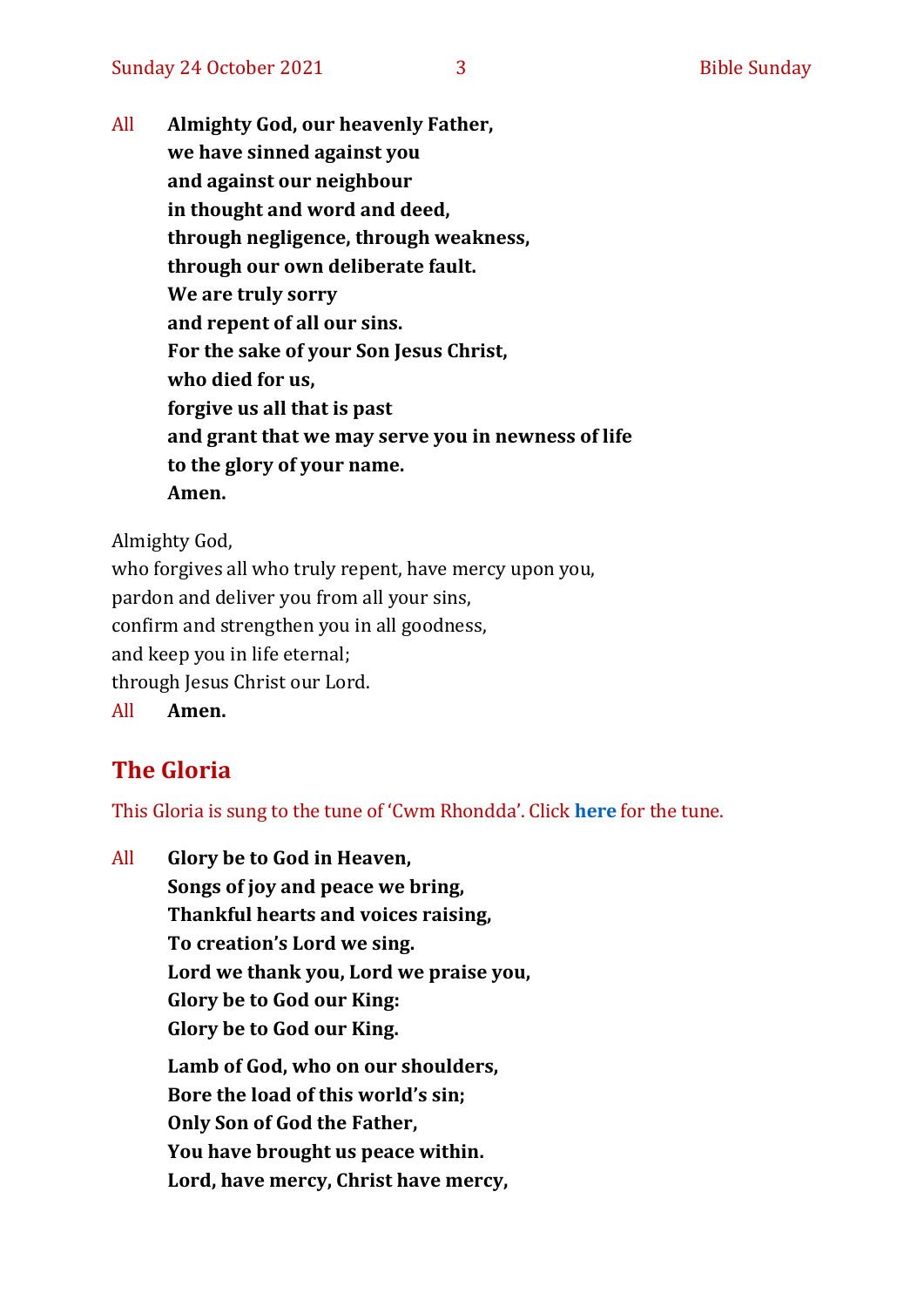All **Almighty God, our heavenly Father,**
**we have sinned against you**
**and against our neighbour**
**in thought and word and deed,**
**through negligence, through weakness,**
**through our own deliberate fault.**
**We are truly sorry**
**and repent of all our sins.**
**For the sake of your Son Jesus Christ,**
**who died for us,**
**forgive us all that is past**
**and grant that we may serve you in newness of life**
**to the glory of your name.**
**Amen.**

Almighty God,
who forgives all who truly repent, have mercy upon you,
pardon and deliver you from all your sins,
confirm and strengthen you in all goodness,
and keep you in life eternal;
through Jesus Christ our Lord.

All **Amen.**

## The Gloria

This Gloria is sung to the tune of 'Cwm Rhondda'. Click **here** for the tune.

All **Glory be to God in Heaven,**
**Songs of joy and peace we bring,**
**Thankful hearts and voices raising,**
**To creation's Lord we sing.**
**Lord we thank you, Lord we praise you,**
**Glory be to God our King:**
**Glory be to God our King.**

**Lamb of God, who on our shoulders,**
**Bore the load of this world's sin;**
**Only Son of God the Father,**
**You have brought us peace within.**
**Lord, have mercy, Christ have mercy,**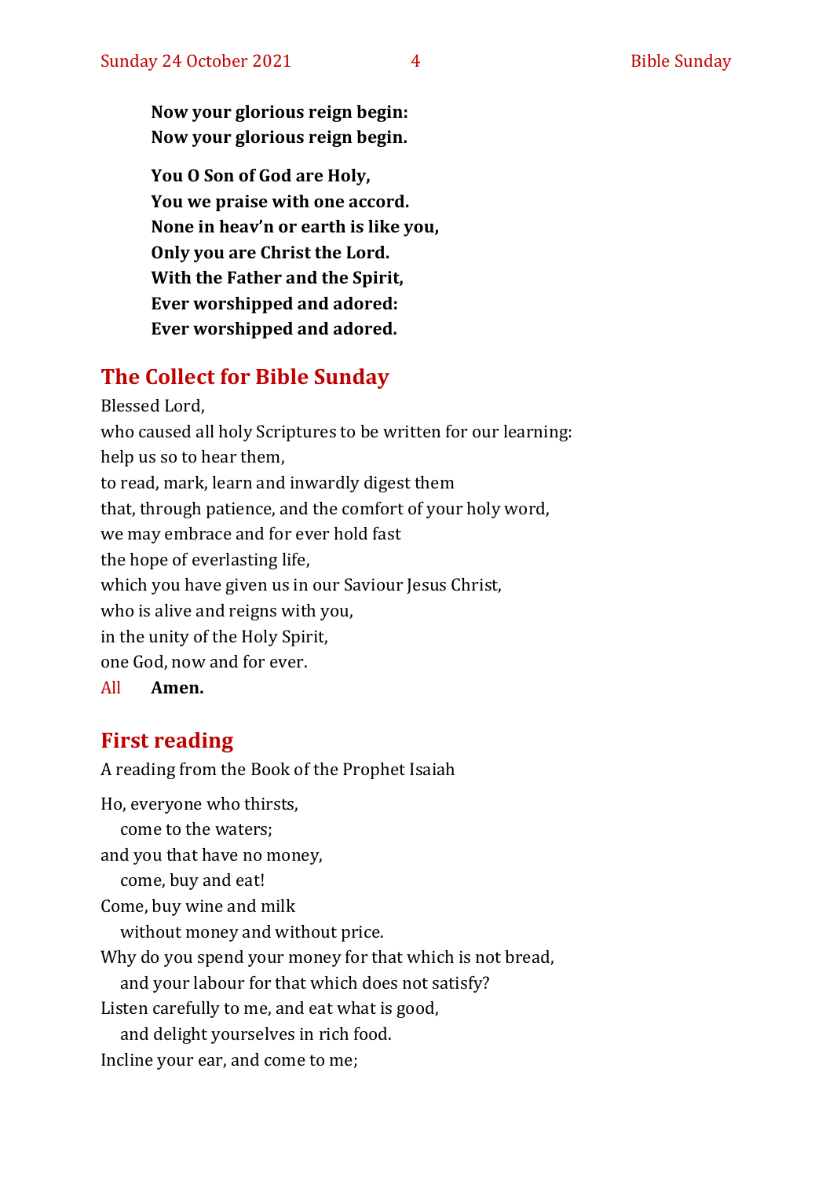**Now your glorious reign begin:**
**Now your glorious reign begin.**

**You O Son of God are Holy,**
**You we praise with one accord.**
**None in heav'n or earth is like you,**
**Only you are Christ the Lord.**
**With the Father and the Spirit,**
**Ever worshipped and adored:**
**Ever worshipped and adored.**

## The Collect for Bible Sunday

Blessed Lord,
who caused all holy Scriptures to be written for our learning:
help us so to hear them,
to read, mark, learn and inwardly digest them
that, through patience, and the comfort of your holy word,
we may embrace and for ever hold fast
the hope of everlasting life,
which you have given us in our Saviour Jesus Christ,
who is alive and reigns with you,
in the unity of the Holy Spirit,
one God, now and for ever.
All **Amen.**

## First reading

A reading from the Book of the Prophet Isaiah

Ho, everyone who thirsts,
   come to the waters;
and you that have no money,
   come, buy and eat!
Come, buy wine and milk
   without money and without price.
Why do you spend your money for that which is not bread,
   and your labour for that which does not satisfy?
Listen carefully to me, and eat what is good,
   and delight yourselves in rich food.
Incline your ear, and come to me;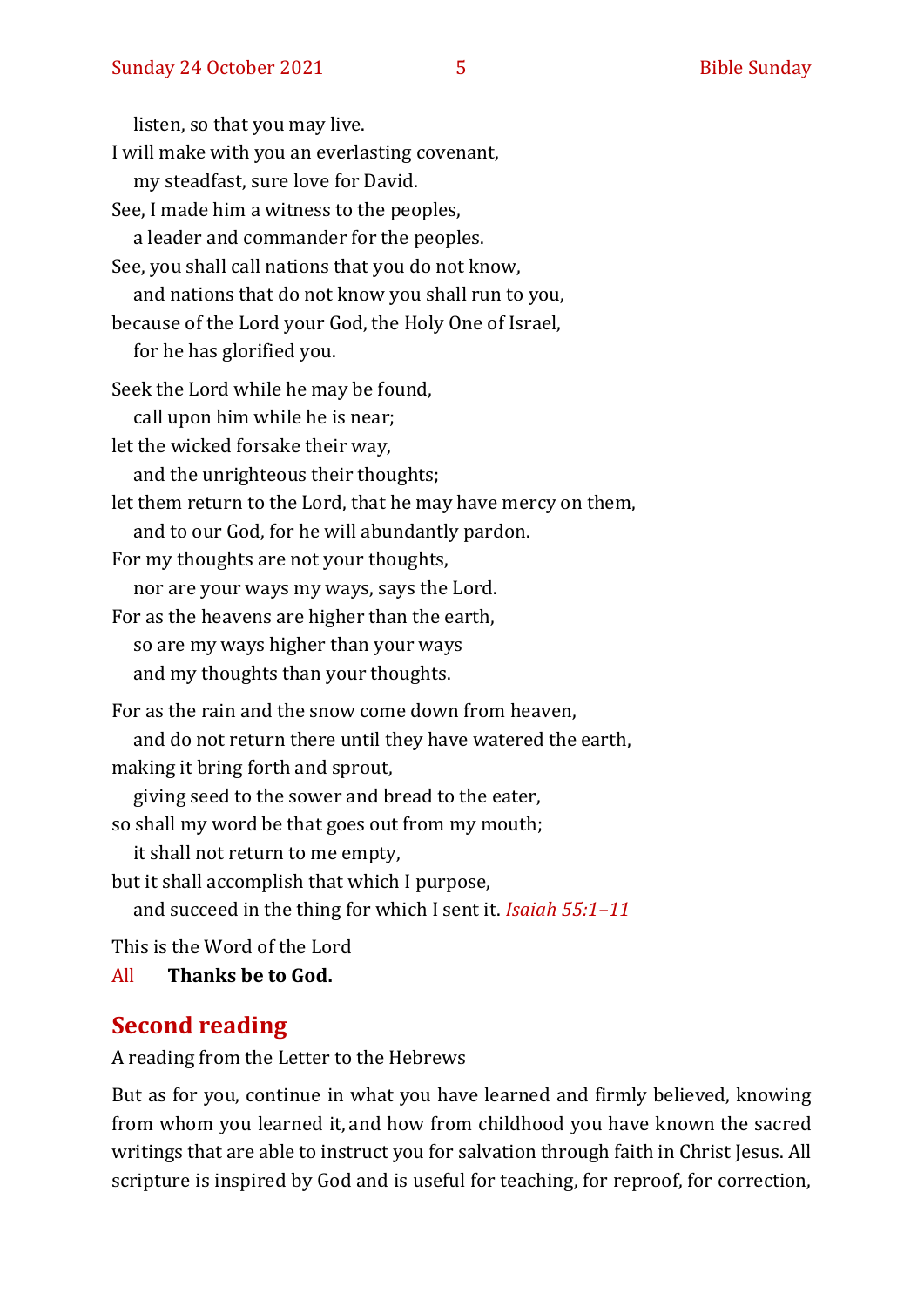listen, so that you may live.  
I will make with you an everlasting covenant,  
my steadfast, sure love for David.  
See, I made him a witness to the peoples,  
a leader and commander for the peoples.  
See, you shall call nations that you do not know,  
and nations that do not know you shall run to you,  
because of the Lord your God, the Holy One of Israel,  
for he has glorified you.

Seek the Lord while he may be found,  
call upon him while he is near;  
let the wicked forsake their way,  
and the unrighteous their thoughts;  
let them return to the Lord, that he may have mercy on them,  
and to our God, for he will abundantly pardon.  
For my thoughts are not your thoughts,  
nor are your ways my ways, says the Lord.  
For as the heavens are higher than the earth,  
so are my ways higher than your ways  
and my thoughts than your thoughts.

For as the rain and the snow come down from heaven,  
and do not return there until they have watered the earth,  
making it bring forth and sprout,  
giving seed to the sower and bread to the eater,  
so shall my word be that goes out from my mouth;  
it shall not return to me empty,  
but it shall accomplish that which I purpose,  
and succeed in the thing for which I sent it. *Isaiah 55:1–11*

This is the Word of the Lord

All **Thanks be to God.**

## Second reading

A reading from the Letter to the Hebrews

But as for you, continue in what you have learned and firmly believed, knowing from whom you learned it, and how from childhood you have known the sacred writings that are able to instruct you for salvation through faith in Christ Jesus. All scripture is inspired by God and is useful for teaching, for reproof, for correction,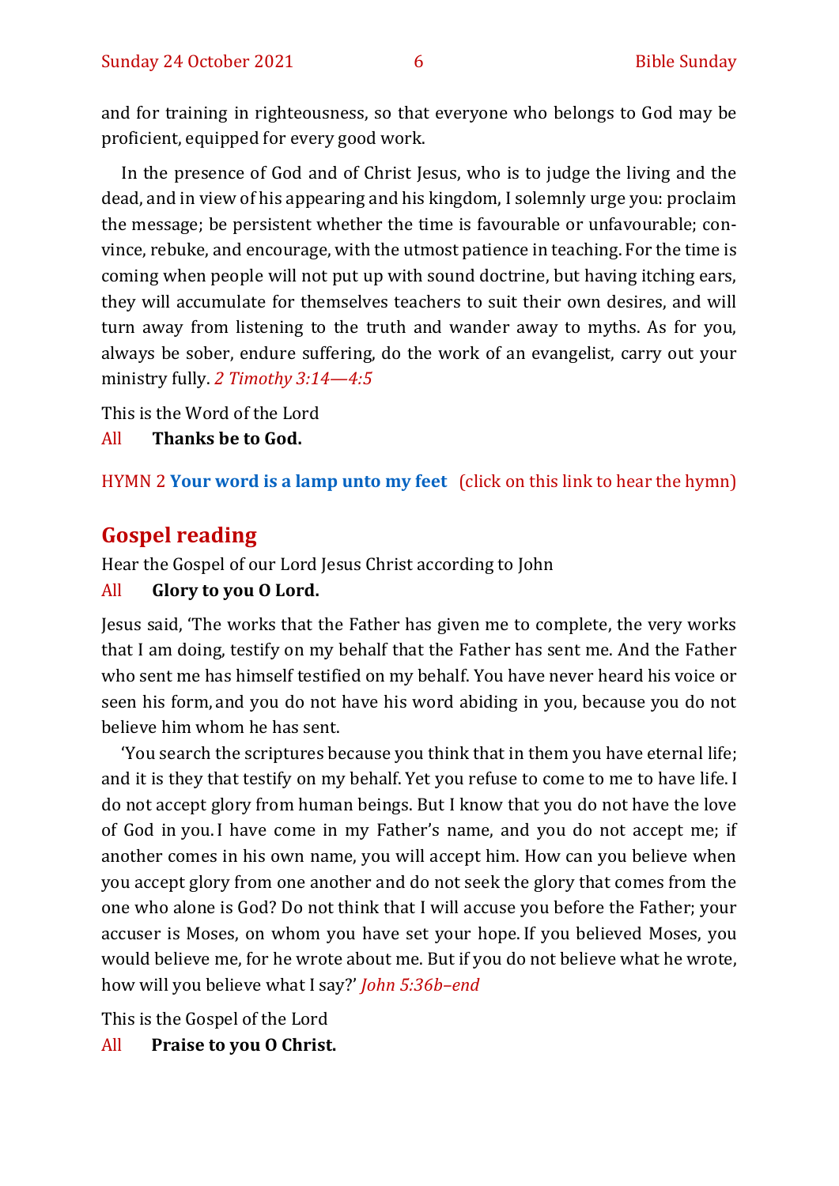and for training in righteousness, so that everyone who belongs to God may be proficient, equipped for every good work.

In the presence of God and of Christ Jesus, who is to judge the living and the dead, and in view of his appearing and his kingdom, I solemnly urge you: proclaim the message; be persistent whether the time is favourable or unfavourable; convince, rebuke, and encourage, with the utmost patience in teaching. For the time is coming when people will not put up with sound doctrine, but having itching ears, they will accumulate for themselves teachers to suit their own desires, and will turn away from listening to the truth and wander away to myths. As for you, always be sober, endure suffering, do the work of an evangelist, carry out your ministry fully. *2 Timothy 3:14—4:5*

This is the Word of the Lord

All **Thanks be to God.**

HYMN 2 **Your word is a lamp unto my feet** (click on this link to hear the hymn)

## Gospel reading

Hear the Gospel of our Lord Jesus Christ according to John

All **Glory to you O Lord.**

Jesus said, 'The works that the Father has given me to complete, the very works that I am doing, testify on my behalf that the Father has sent me. And the Father who sent me has himself testified on my behalf. You have never heard his voice or seen his form, and you do not have his word abiding in you, because you do not believe him whom he has sent.

'You search the scriptures because you think that in them you have eternal life; and it is they that testify on my behalf. Yet you refuse to come to me to have life. I do not accept glory from human beings. But I know that you do not have the love of God in you. I have come in my Father's name, and you do not accept me; if another comes in his own name, you will accept him. How can you believe when you accept glory from one another and do not seek the glory that comes from the one who alone is God? Do not think that I will accuse you before the Father; your accuser is Moses, on whom you have set your hope. If you believed Moses, you would believe me, for he wrote about me. But if you do not believe what he wrote, how will you believe what I say?' *John 5:36b–end*

This is the Gospel of the Lord

All **Praise to you O Christ.**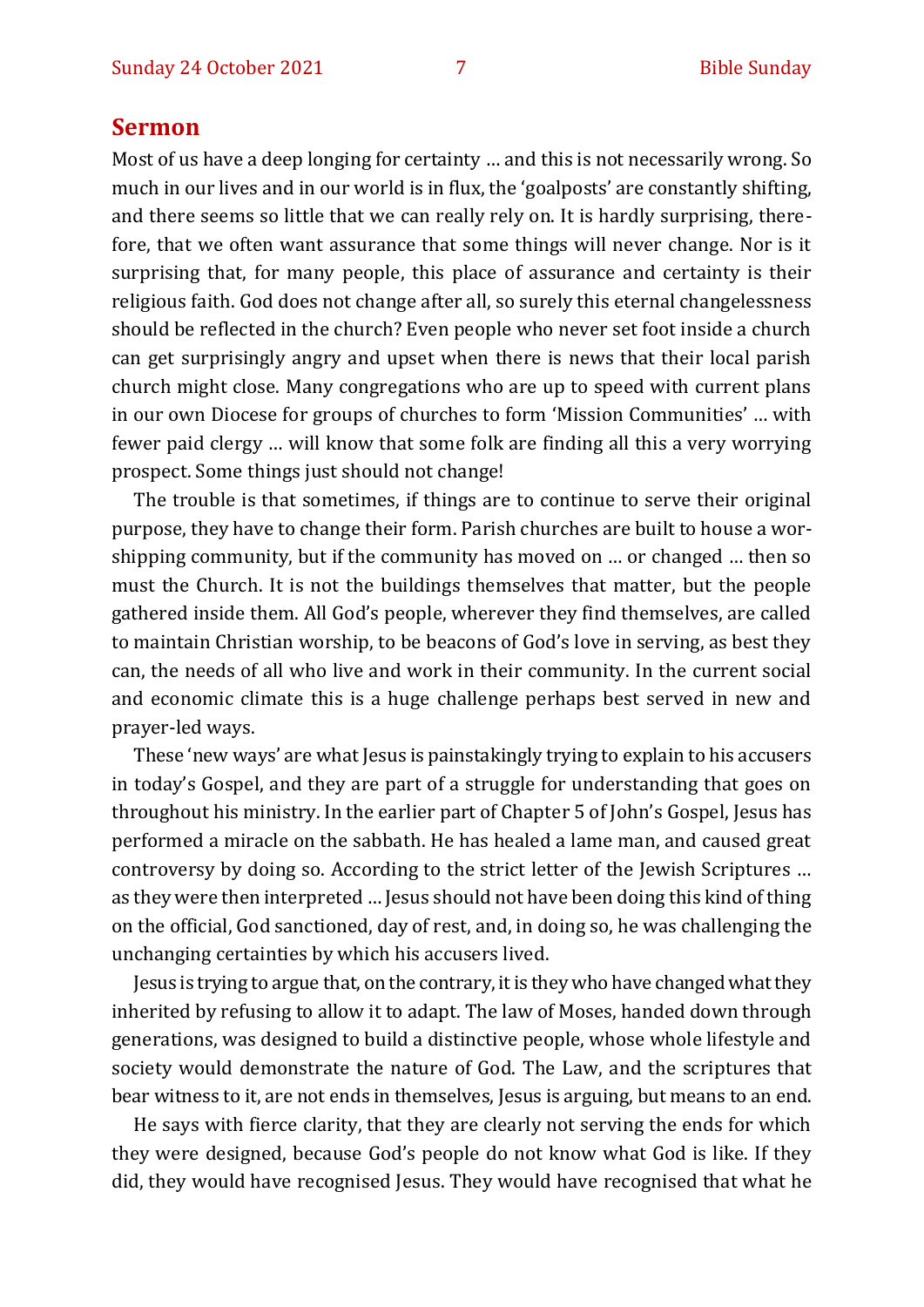## Sermon

Most of us have a deep longing for certainty … and this is not necessarily wrong. So much in our lives and in our world is in flux, the 'goalposts' are constantly shifting, and there seems so little that we can really rely on. It is hardly surprising, therefore, that we often want assurance that some things will never change. Nor is it surprising that, for many people, this place of assurance and certainty is their religious faith. God does not change after all, so surely this eternal changelessness should be reflected in the church? Even people who never set foot inside a church can get surprisingly angry and upset when there is news that their local parish church might close. Many congregations who are up to speed with current plans in our own Diocese for groups of churches to form 'Mission Communities' … with fewer paid clergy … will know that some folk are finding all this a very worrying prospect. Some things just should not change!

The trouble is that sometimes, if things are to continue to serve their original purpose, they have to change their form. Parish churches are built to house a worshipping community, but if the community has moved on … or changed … then so must the Church. It is not the buildings themselves that matter, but the people gathered inside them. All God's people, wherever they find themselves, are called to maintain Christian worship, to be beacons of God's love in serving, as best they can, the needs of all who live and work in their community. In the current social and economic climate this is a huge challenge perhaps best served in new and prayer-led ways.

These 'new ways' are what Jesus is painstakingly trying to explain to his accusers in today's Gospel, and they are part of a struggle for understanding that goes on throughout his ministry. In the earlier part of Chapter 5 of John's Gospel, Jesus has performed a miracle on the sabbath. He has healed a lame man, and caused great controversy by doing so. According to the strict letter of the Jewish Scriptures … as they were then interpreted … Jesus should not have been doing this kind of thing on the official, God sanctioned, day of rest, and, in doing so, he was challenging the unchanging certainties by which his accusers lived.

Jesus is trying to argue that, on the contrary, it is they who have changed what they inherited by refusing to allow it to adapt. The law of Moses, handed down through generations, was designed to build a distinctive people, whose whole lifestyle and society would demonstrate the nature of God. The Law, and the scriptures that bear witness to it, are not ends in themselves, Jesus is arguing, but means to an end.

He says with fierce clarity, that they are clearly not serving the ends for which they were designed, because God's people do not know what God is like. If they did, they would have recognised Jesus. They would have recognised that what he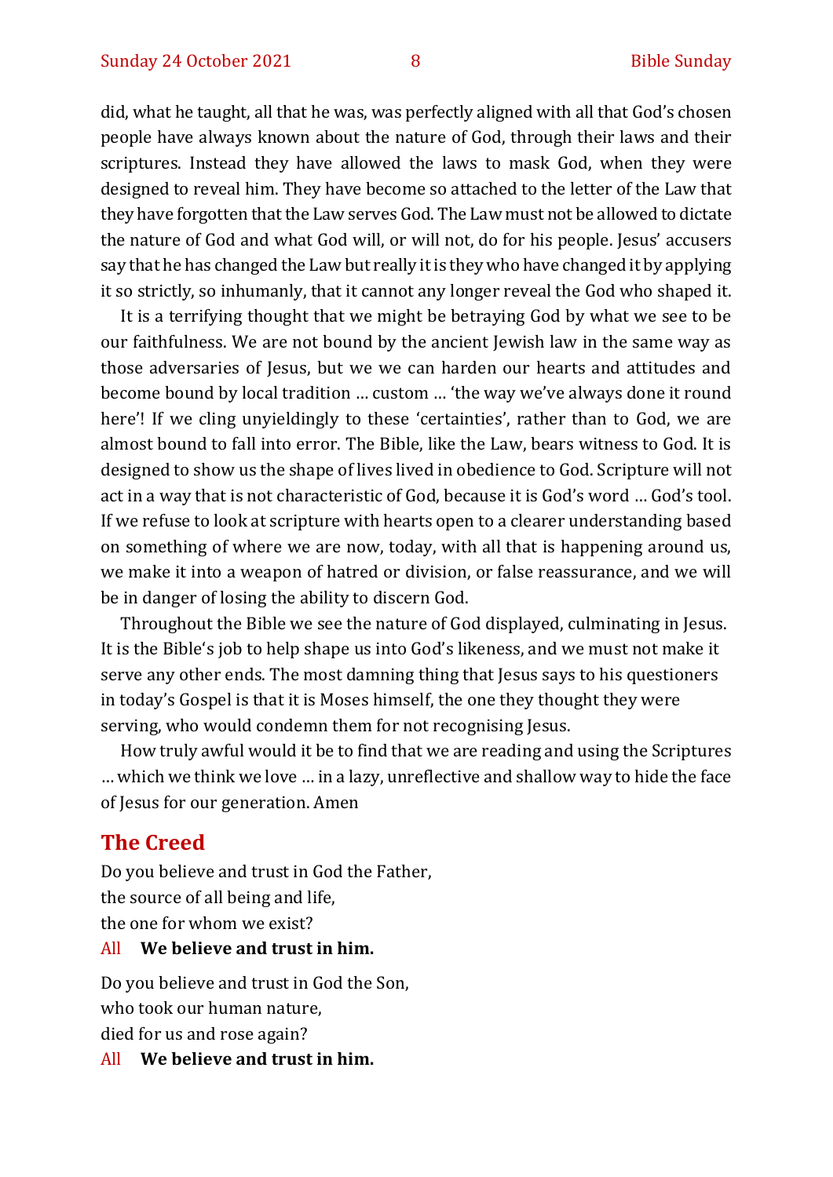did, what he taught, all that he was, was perfectly aligned with all that God's chosen people have always known about the nature of God, through their laws and their scriptures. Instead they have allowed the laws to mask God, when they were designed to reveal him. They have become so attached to the letter of the Law that they have forgotten that the Law serves God. The Law must not be allowed to dictate the nature of God and what God will, or will not, do for his people. Jesus' accusers say that he has changed the Law but really it is they who have changed it by applying it so strictly, so inhumanly, that it cannot any longer reveal the God who shaped it.

It is a terrifying thought that we might be betraying God by what we see to be our faithfulness. We are not bound by the ancient Jewish law in the same way as those adversaries of Jesus, but we we can harden our hearts and attitudes and become bound by local tradition … custom … 'the way we've always done it round here'! If we cling unyieldingly to these 'certainties', rather than to God, we are almost bound to fall into error. The Bible, like the Law, bears witness to God. It is designed to show us the shape of lives lived in obedience to God. Scripture will not act in a way that is not characteristic of God, because it is God's word … God's tool. If we refuse to look at scripture with hearts open to a clearer understanding based on something of where we are now, today, with all that is happening around us, we make it into a weapon of hatred or division, or false reassurance, and we will be in danger of losing the ability to discern God.

Throughout the Bible we see the nature of God displayed, culminating in Jesus. It is the Bible's job to help shape us into God's likeness, and we must not make it serve any other ends. The most damning thing that Jesus says to his questioners in today's Gospel is that it is Moses himself, the one they thought they were serving, who would condemn them for not recognising Jesus.

How truly awful would it be to find that we are reading and using the Scriptures … which we think we love … in a lazy, unreflective and shallow way to hide the face of Jesus for our generation. Amen

## The Creed

Do you believe and trust in God the Father,
the source of all being and life,
the one for whom we exist?

All **We believe and trust in him.**

Do you believe and trust in God the Son,
who took our human nature,
died for us and rose again?

All **We believe and trust in him.**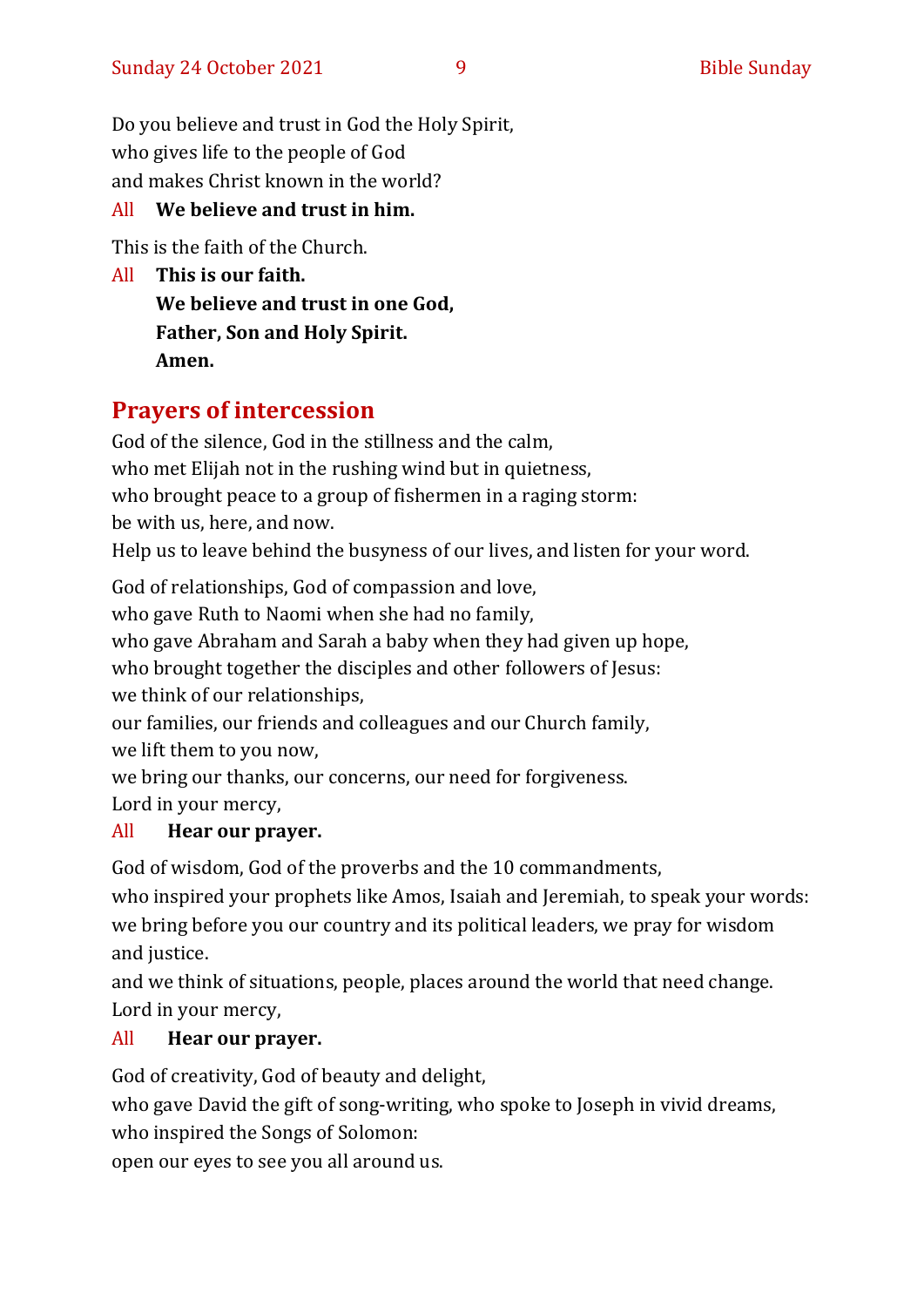Do you believe and trust in God the Holy Spirit,
who gives life to the people of God
and makes Christ known in the world?

All **We believe and trust in him.**

This is the faith of the Church.

All **This is our faith.**
**We believe and trust in one God,**
**Father, Son and Holy Spirit.**
**Amen.**

## Prayers of intercession

God of the silence, God in the stillness and the calm,
who met Elijah not in the rushing wind but in quietness,
who brought peace to a group of fishermen in a raging storm:
be with us, here, and now.
Help us to leave behind the busyness of our lives, and listen for your word.

God of relationships, God of compassion and love,
who gave Ruth to Naomi when she had no family,
who gave Abraham and Sarah a baby when they had given up hope,
who brought together the disciples and other followers of Jesus:
we think of our relationships,
our families, our friends and colleagues and our Church family,
we lift them to you now,
we bring our thanks, our concerns, our need for forgiveness.
Lord in your mercy,

All **Hear our prayer.**

God of wisdom, God of the proverbs and the 10 commandments,
who inspired your prophets like Amos, Isaiah and Jeremiah, to speak your words:
we bring before you our country and its political leaders, we pray for wisdom and justice.
and we think of situations, people, places around the world that need change.
Lord in your mercy,

All **Hear our prayer.**

God of creativity, God of beauty and delight,
who gave David the gift of song-writing, who spoke to Joseph in vivid dreams,
who inspired the Songs of Solomon:
open our eyes to see you all around us.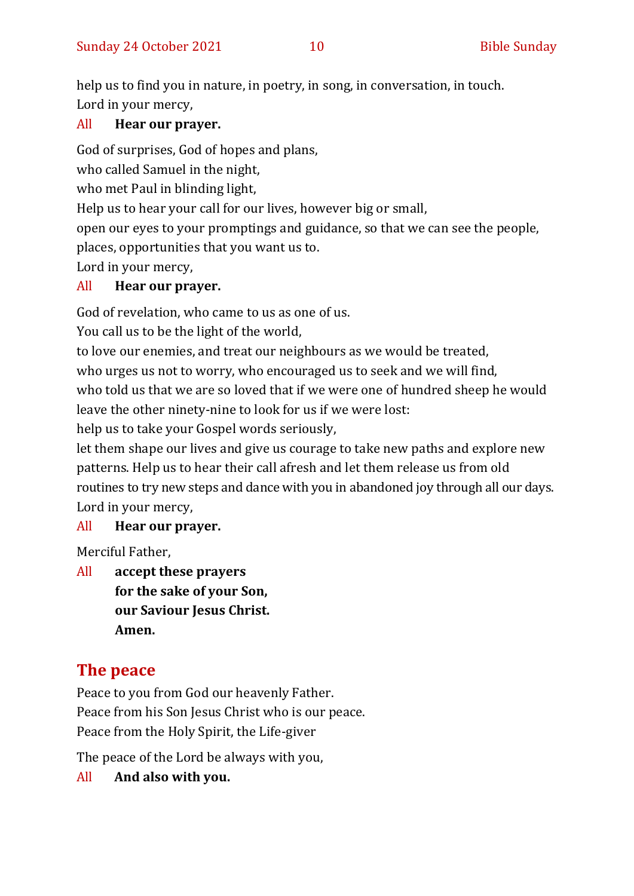help us to find you in nature, in poetry, in song, in conversation, in touch.
Lord in your mercy,

All **Hear our prayer.**

God of surprises, God of hopes and plans,
who called Samuel in the night,
who met Paul in blinding light,
Help us to hear your call for our lives, however big or small,
open our eyes to your promptings and guidance, so that we can see the people, places, opportunities that you want us to.
Lord in your mercy,

All **Hear our prayer.**

God of revelation, who came to us as one of us.
You call us to be the light of the world,
to love our enemies, and treat our neighbours as we would be treated,
who urges us not to worry, who encouraged us to seek and we will find,
who told us that we are so loved that if we were one of hundred sheep he would leave the other ninety-nine to look for us if we were lost:
help us to take your Gospel words seriously,
let them shape our lives and give us courage to take new paths and explore new patterns. Help us to hear their call afresh and let them release us from old routines to try new steps and dance with you in abandoned joy through all our days.
Lord in your mercy,

All **Hear our prayer.**

Merciful Father,

All **accept these prayers**
**for the sake of your Son,**
**our Saviour Jesus Christ.**
**Amen.**

## The peace

Peace to you from God our heavenly Father.
Peace from his Son Jesus Christ who is our peace.
Peace from the Holy Spirit, the Life-giver

The peace of the Lord be always with you,

All **And also with you.**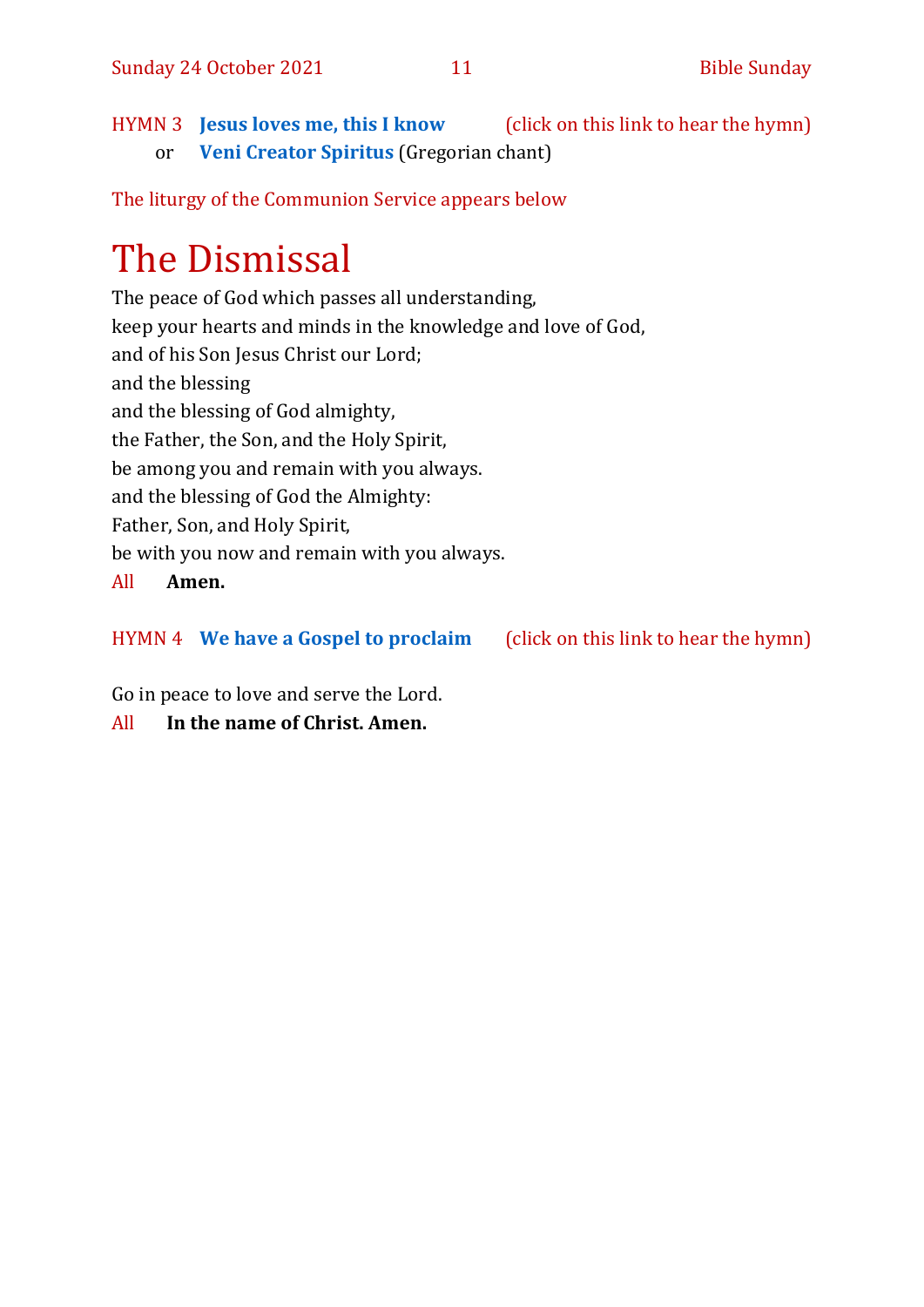HYMN 3 **Jesus loves me, this I know** (click on this link to hear the hymn)
or **Veni Creator Spiritus** (Gregorian chant)

The liturgy of the Communion Service appears below

# The Dismissal

The peace of God which passes all understanding,
keep your hearts and minds in the knowledge and love of God,
and of his Son Jesus Christ our Lord;
and the blessing
and the blessing of God almighty,
the Father, the Son, and the Holy Spirit,
be among you and remain with you always.
and the blessing of God the Almighty:
Father, Son, and Holy Spirit,
be with you now and remain with you always.

All **Amen.**

HYMN 4 **We have a Gospel to proclaim** (click on this link to hear the hymn)

Go in peace to love and serve the Lord.

All **In the name of Christ. Amen.**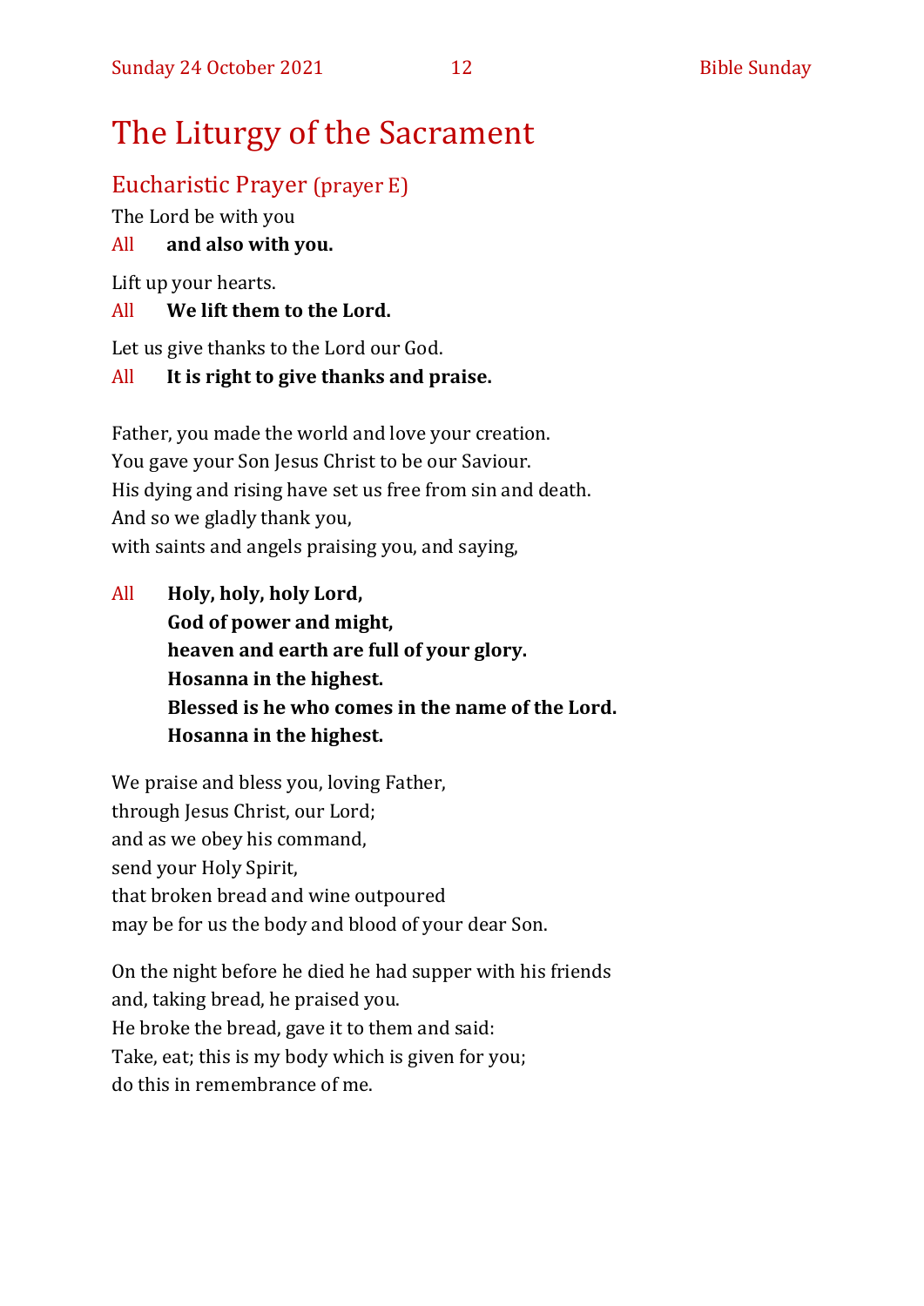# The Liturgy of the Sacrament

## Eucharistic Prayer (prayer E)

The Lord be with you

All **and also with you.**

Lift up your hearts.

All **We lift them to the Lord.**

Let us give thanks to the Lord our God.

All **It is right to give thanks and praise.**

Father, you made the world and love your creation.
You gave your Son Jesus Christ to be our Saviour.
His dying and rising have set us free from sin and death.
And so we gladly thank you,
with saints and angels praising you, and saying,

All **Holy, holy, holy Lord,**
**God of power and might,**
**heaven and earth are full of your glory.**
**Hosanna in the highest.**
**Blessed is he who comes in the name of the Lord.**
**Hosanna in the highest.**

We praise and bless you, loving Father,
through Jesus Christ, our Lord;
and as we obey his command,
send your Holy Spirit,
that broken bread and wine outpoured
may be for us the body and blood of your dear Son.

On the night before he died he had supper with his friends
and, taking bread, he praised you.
He broke the bread, gave it to them and said:
Take, eat; this is my body which is given for you;
do this in remembrance of me.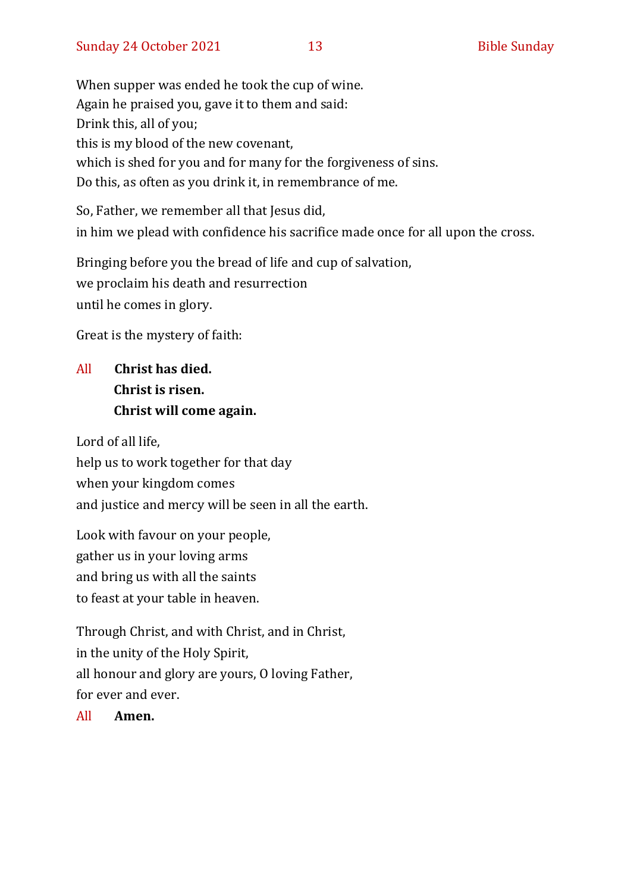When supper was ended he took the cup of wine.
Again he praised you, gave it to them and said:
Drink this, all of you;
this is my blood of the new covenant,
which is shed for you and for many for the forgiveness of sins.
Do this, as often as you drink it, in remembrance of me.

So, Father, we remember all that Jesus did,
in him we plead with confidence his sacrifice made once for all upon the cross.

Bringing before you the bread of life and cup of salvation,
we proclaim his death and resurrection
until he comes in glory.

Great is the mystery of faith:

All **Christ has died.**
**Christ is risen.**
**Christ will come again.**

Lord of all life,
help us to work together for that day
when your kingdom comes
and justice and mercy will be seen in all the earth.

Look with favour on your people,
gather us in your loving arms
and bring us with all the saints
to feast at your table in heaven.

Through Christ, and with Christ, and in Christ,
in the unity of the Holy Spirit,
all honour and glory are yours, O loving Father,
for ever and ever.

All **Amen.**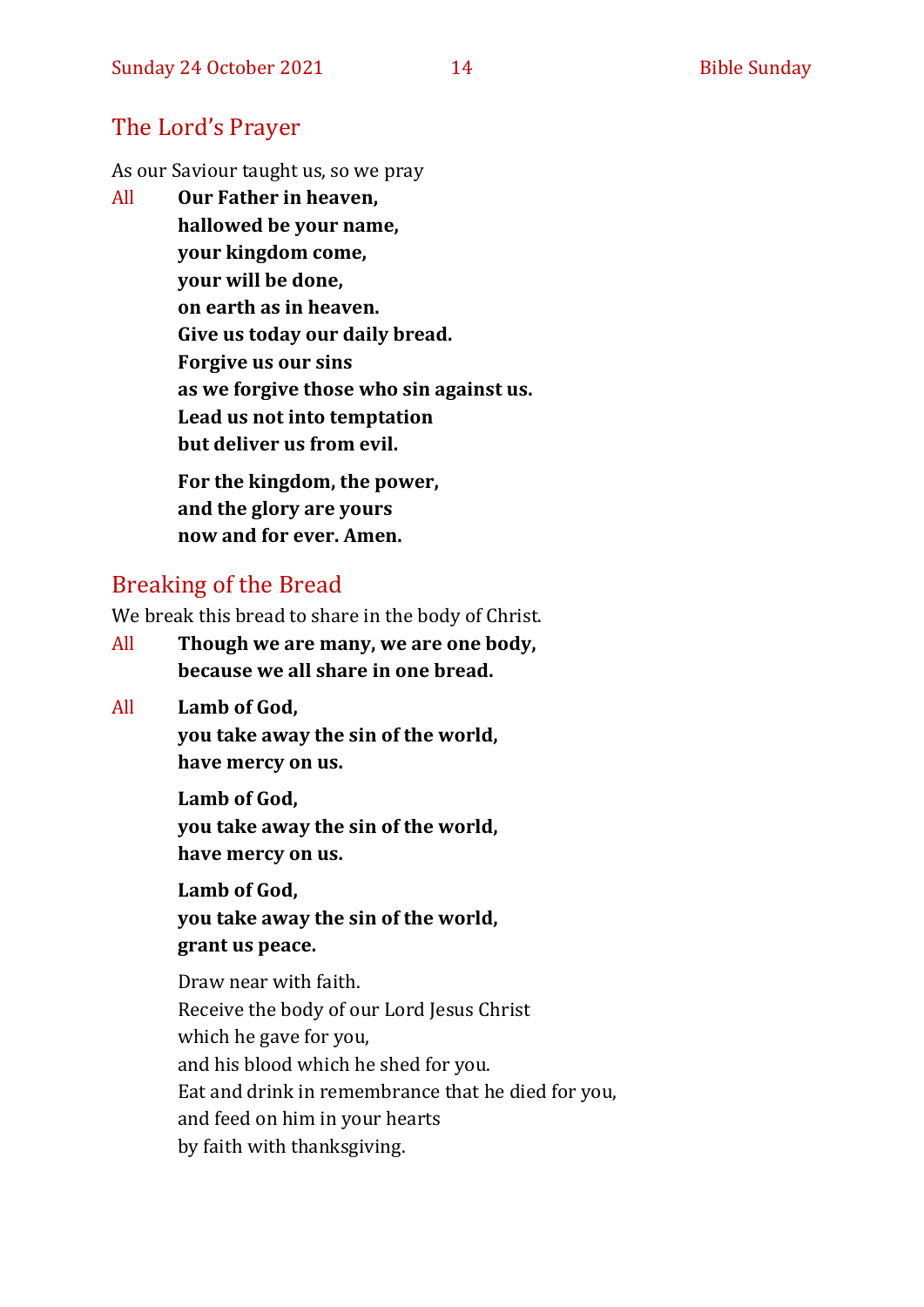## The Lord's Prayer

As our Saviour taught us, so we pray

All **Our Father in heaven,**
**hallowed be your name,**
**your kingdom come,**
**your will be done,**
**on earth as in heaven.**
**Give us today our daily bread.**
**Forgive us our sins**
**as we forgive those who sin against us.**
**Lead us not into temptation**
**but deliver us from evil.**

**For the kingdom, the power,**
**and the glory are yours**
**now and for ever. Amen.**

## Breaking of the Bread

We break this bread to share in the body of Christ.

All **Though we are many, we are one body,**
**because we all share in one bread.**

All **Lamb of God,**
**you take away the sin of the world,**
**have mercy on us.**

**Lamb of God,**
**you take away the sin of the world,**
**have mercy on us.**

**Lamb of God,**
**you take away the sin of the world,**
**grant us peace.**

Draw near with faith.
Receive the body of our Lord Jesus Christ
which he gave for you,
and his blood which he shed for you.
Eat and drink in remembrance that he died for you,
and feed on him in your hearts
by faith with thanksgiving.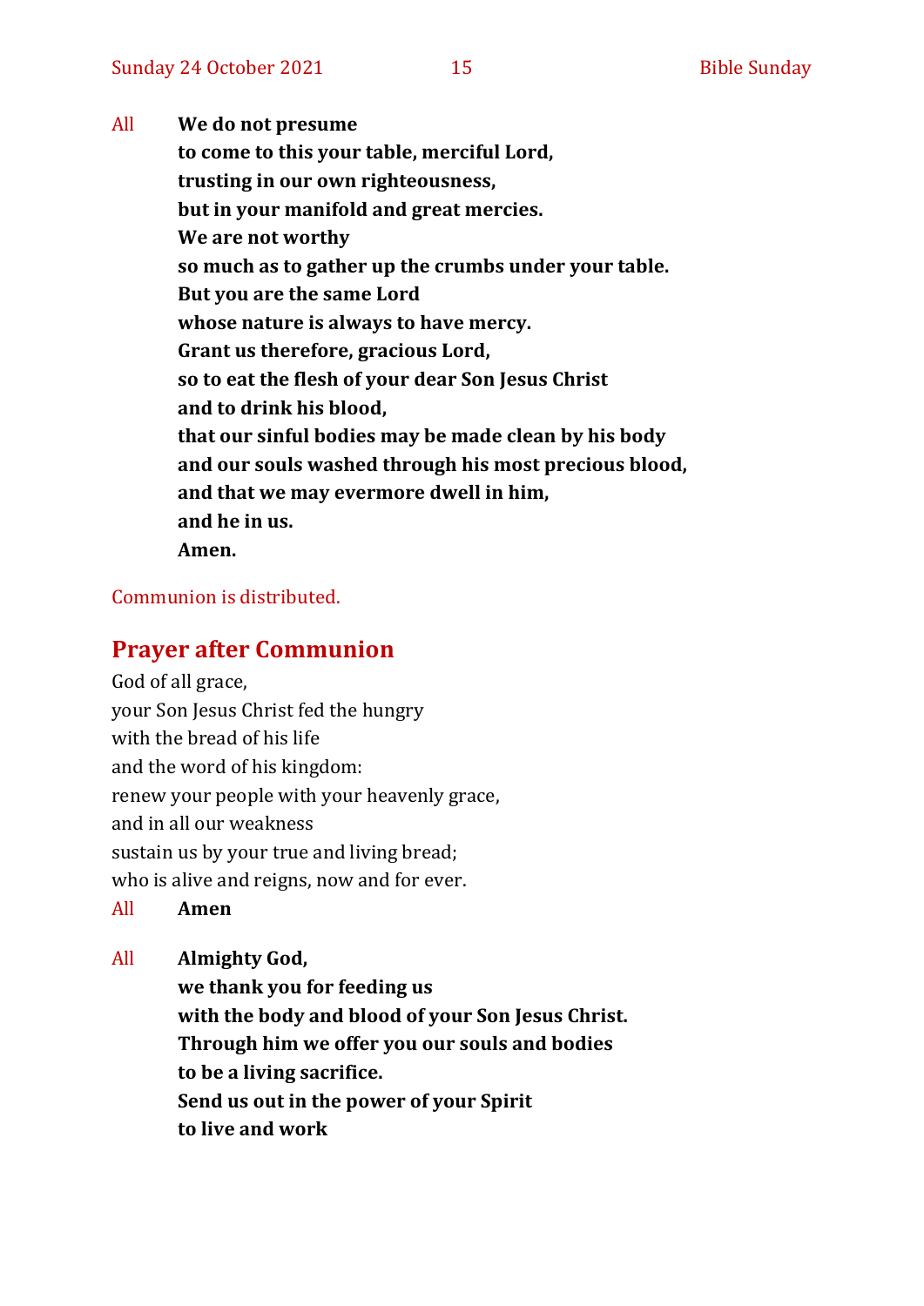All **We do not presume**
**to come to this your table, merciful Lord,**
**trusting in our own righteousness,**
**but in your manifold and great mercies.**
**We are not worthy**
**so much as to gather up the crumbs under your table.**
**But you are the same Lord**
**whose nature is always to have mercy.**
**Grant us therefore, gracious Lord,**
**so to eat the flesh of your dear Son Jesus Christ**
**and to drink his blood,**
**that our sinful bodies may be made clean by his body**
**and our souls washed through his most precious blood,**
**and that we may evermore dwell in him,**
**and he in us.**
**Amen.**

Communion is distributed.

## Prayer after Communion

God of all grace,
your Son Jesus Christ fed the hungry
with the bread of his life
and the word of his kingdom:
renew your people with your heavenly grace,
and in all our weakness
sustain us by your true and living bread;
who is alive and reigns, now and for ever.

All **Amen**

All **Almighty God,**
**we thank you for feeding us**
**with the body and blood of your Son Jesus Christ.**
**Through him we offer you our souls and bodies**
**to be a living sacrifice.**
**Send us out in the power of your Spirit**
**to live and work**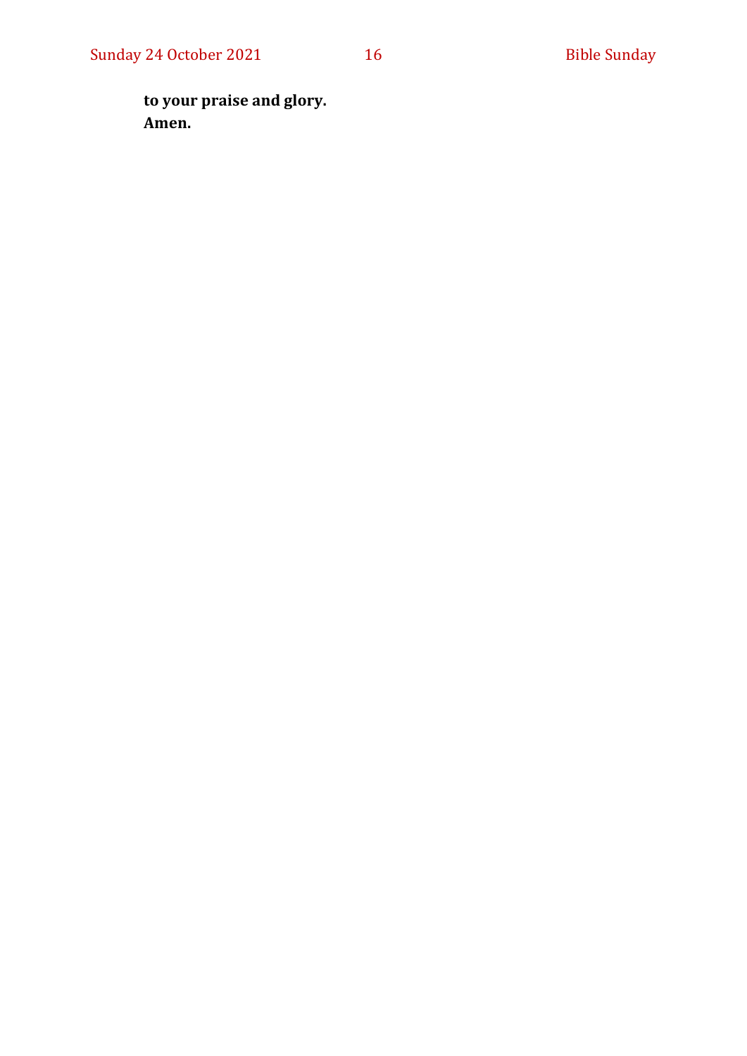**to your praise and glory.**
**Amen.**